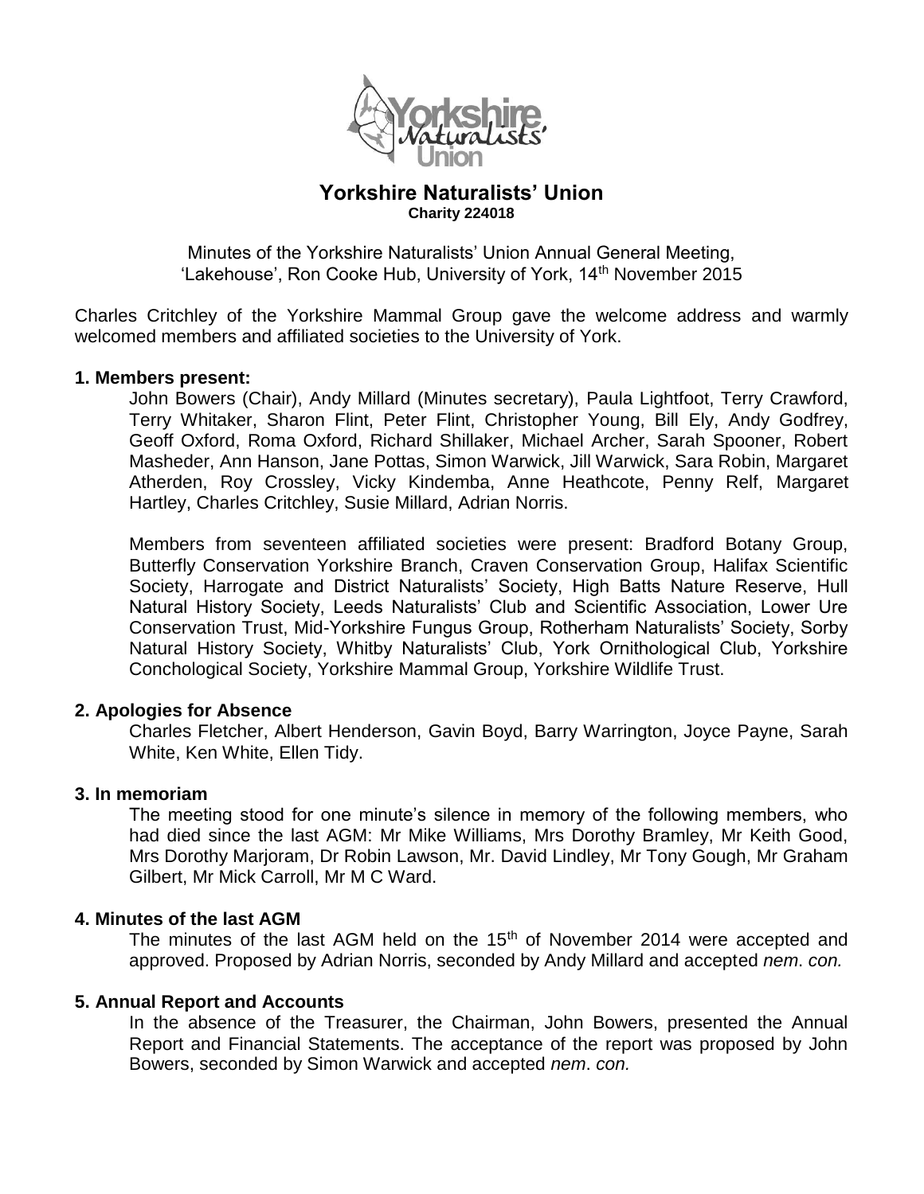# Yorkshire Naturalists' Union

**Charity 224018**

Minutes of the Yorkshire Naturalists' Union Annual General Meeting, 'Lakehouse', Ron Cooke Hub, University of York, 14th November 2015

Charles Critchley of the Yorkshire Mammal Group gave the welcome address and warmly welcomed members and affiliated societies to the University of York.

## 1. Members present:

John Bowers (Chair), Andy Millard (Minutes secretary), Paula Lightfoot, Terry Crawford, Terry Whitaker, Sharon Flint, Peter Flint, Christopher Young, Bill Ely, Andy Godfrey, Geoff Oxford, Roma Oxford, Richard Shillaker, Michael Archer, Sarah Spooner, Robert Masheder, Ann Hanson, Jane Pottas, Simon Warwick, Jill Warwick, Sara Robin, Margaret Atherden, Roy Crossley, Vicky Kindemba, Anne Heathcote, Penny Relf, Margaret Hartley, Charles Critchley, Susie Millard, Adrian Norris.

Members from seventeen affiliated societies were present: Bradford Botany Group, Butterfly Conservation Yorkshire Branch, Craven Conservation Group, Halifax Scientific Society, Harrogate and District Naturalists' Society, High Batts Nature Reserve, Hull Natural History Society, Leeds Naturalists' Club and Scientific Association, Lower Ure Conservation Trust, Mid-Yorkshire Fungus Group, Rotherham Naturalists' Society, Sorby Natural History Society, Whitby Naturalists' Club, York Ornithological Club, Yorkshire Conchological Society, Yorkshire Mammal Group, Yorkshire Wildlife Trust.

## 2. Apologies for Absence

Charles Fletcher, Albert Henderson, Gavin Boyd, Barry Warrington, Joyce Payne, Sarah White, Ken White, Ellen Tidy.

## 3. In memoriam

The meeting stood for one minute's silence in memory of the following members, who had died since the last AGM: Mr Mike Williams, Mrs Dorothy Bramley, Mr Keith Good, Mrs Dorothy Marjoram, Dr Robin Lawson, Mr. David Lindley, Mr Tony Gough, Mr Graham Gilbert, Mr Mick Carroll, Mr M C Ward.

## 4. Minutes of the last AGM

The minutes of the last AGM held on the 15th of November 2014 were accepted and approved. Proposed by Adrian Norris, seconded by Andy Millard and accepted *nem. con.*

## 5. Annual Report and Accounts

In the absence of the Treasurer, the Chairman, John Bowers, presented the Annual Report and Financial Statements. The acceptance of the report was proposed by John Bowers, seconded by Simon Warwick and accepted *nem. con.*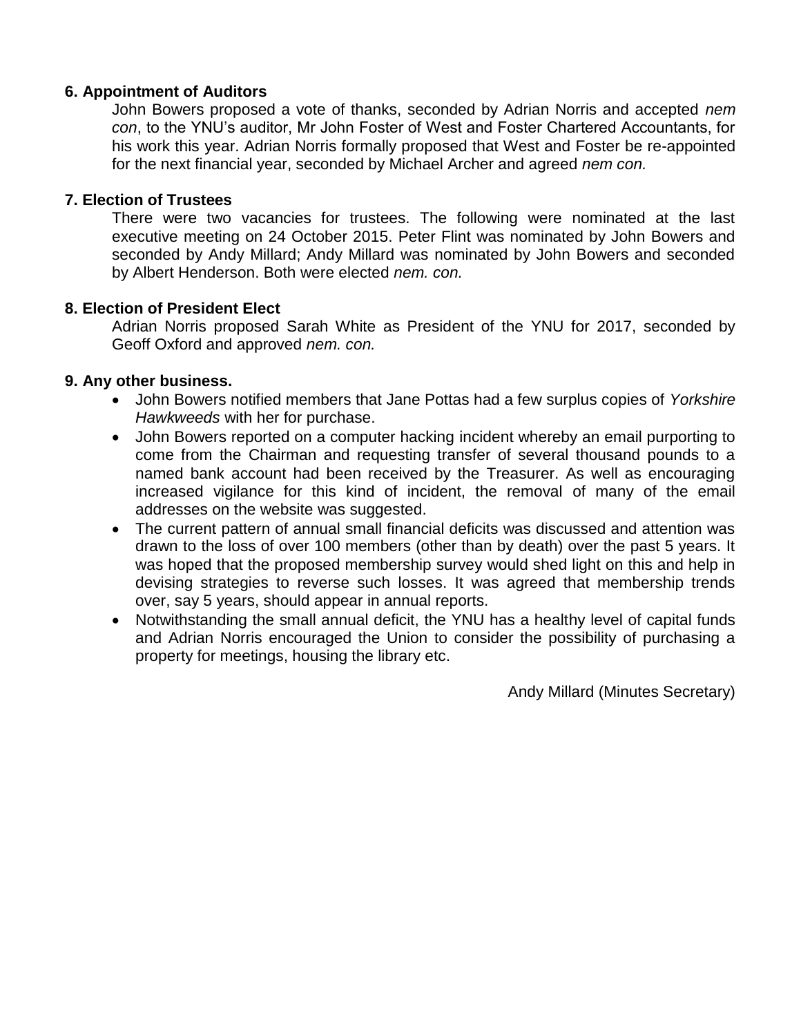### 6. Appointment of Auditors

John Bowers proposed a vote of thanks, seconded by Adrian Norris and accepted *nem con*, to the YNU's auditor, Mr John Foster of West and Foster Chartered Accountants, for his work this year. Adrian Norris formally proposed that West and Foster be re-appointed for the next financial year, seconded by Michael Archer and agreed *nem con.*

### 7. Election of Trustees

There were two vacancies for trustees. The following were nominated at the last executive meeting on 24 October 2015. Peter Flint was nominated by John Bowers and seconded by Andy Millard; Andy Millard was nominated by John Bowers and seconded by Albert Henderson. Both were elected *nem. con.*

### 8. Election of President Elect

Adrian Norris proposed Sarah White as President of the YNU for 2017, seconded by Geoff Oxford and approved *nem. con.*

### 9. Any other business.

- John Bowers notified members that Jane Pottas had a few surplus copies of *Yorkshire Hawkweeds* with her for purchase.
- John Bowers reported on a computer hacking incident whereby an email purporting to come from the Chairman and requesting transfer of several thousand pounds to a named bank account had been received by the Treasurer. As well as encouraging increased vigilance for this kind of incident, the removal of many of the email addresses on the website was suggested.
- The current pattern of annual small financial deficits was discussed and attention was drawn to the loss of over 100 members (other than by death) over the past 5 years. It was hoped that the proposed membership survey would shed light on this and help in devising strategies to reverse such losses. It was agreed that membership trends over, say 5 years, should appear in annual reports.
- Notwithstanding the small annual deficit, the YNU has a healthy level of capital funds and Adrian Norris encouraged the Union to consider the possibility of purchasing a property for meetings, housing the library etc.

Andy Millard (Minutes Secretary)